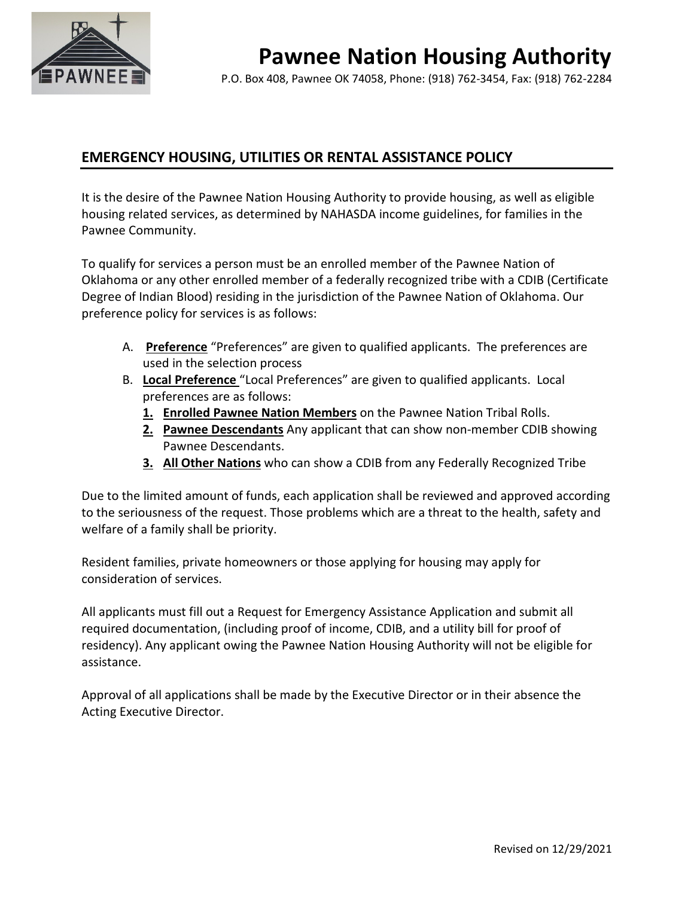# Pawnee Nation Housing Authority

P.O. Box 408, Pawnee OK 74058, Phone: (918) 762-3454, Fax: (918) 762-2284

## EMERGENCY HOUSING, UTILITIES OR RENTAL ASSISTANCE POLICY

It is the desire of the Pawnee Nation Housing Authority to provide housing, as well as eligible housing related services, as determined by NAHASDA income guidelines, for families in the Pawnee Community.

To qualify for services a person must be an enrolled member of the Pawnee Nation of Oklahoma or any other enrolled member of a federally recognized tribe with a CDIB (Certificate Degree of Indian Blood) residing in the jurisdiction of the Pawnee Nation of Oklahoma. Our preference policy for services is as follows:

A. **Preference** "Preferences" are given to qualified applicants. The preferences are used in the selection process
B. **Local Preference** "Local Preferences" are given to qualified applicants. Local preferences are as follows:
   1. **Enrolled Pawnee Nation Members** on the Pawnee Nation Tribal Rolls.
   2. **Pawnee Descendants** Any applicant that can show non-member CDIB showing Pawnee Descendants.
   3. **All Other Nations** who can show a CDIB from any Federally Recognized Tribe

Due to the limited amount of funds, each application shall be reviewed and approved according to the seriousness of the request. Those problems which are a threat to the health, safety and welfare of a family shall be priority.

Resident families, private homeowners or those applying for housing may apply for consideration of services.

All applicants must fill out a Request for Emergency Assistance Application and submit all required documentation, (including proof of income, CDIB, and a utility bill for proof of residency). Any applicant owing the Pawnee Nation Housing Authority will not be eligible for assistance.

Approval of all applications shall be made by the Executive Director or in their absence the Acting Executive Director.

Revised on 12/29/2021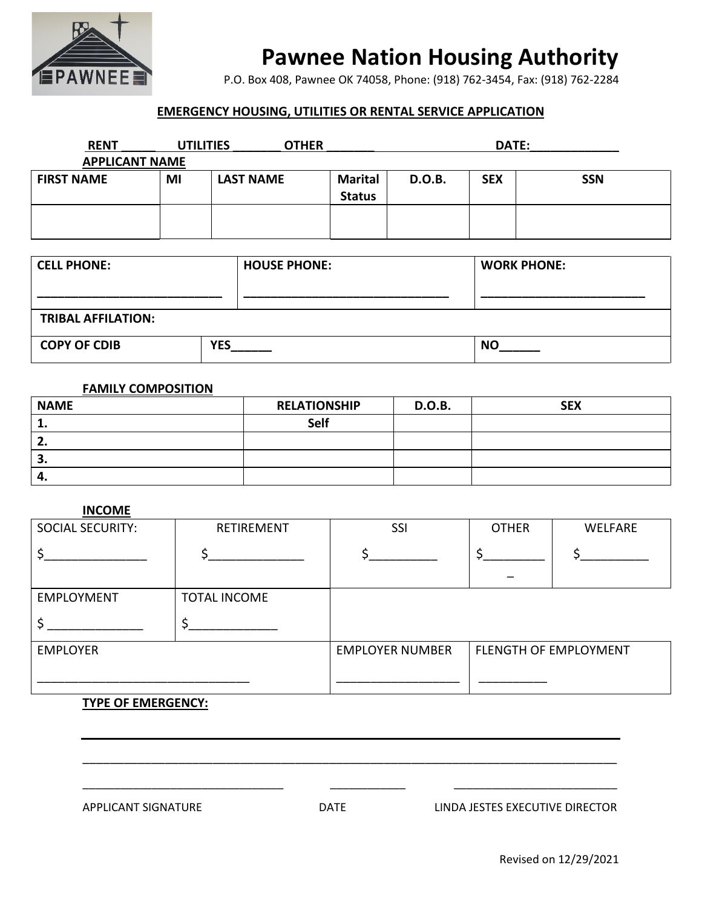# Pawnee Nation Housing Authority

P.O. Box 408, Pawnee OK 74058, Phone: (918) 762-3454, Fax: (918) 762-2284

## EMERGENCY HOUSING, UTILITIES OR RENTAL SERVICE APPLICATION

**RENT _____ UTILITIES _______ OTHER _______ DATE:_____________**

**APPLICANT NAME**

| FIRST NAME | MI | LAST NAME | Marital Status | D.O.B. | SEX | SSN |
|---|---|---|---|---|---|---|
| | | | | | | |

| | | |
|---|---|---|
| **CELL PHONE:** ___________________________ | **HOUSE PHONE:** _______________________________ | **WORK PHONE:** _________________________ |
| **TRIBAL AFFILATION:** | | |
| **COPY OF CDIB** | **YES______** | **NO______** |

**FAMILY COMPOSITION**

| NAME | RELATIONSHIP | D.O.B. | SEX |
|---|---|---|---|
| 1. | Self | | |
| 2. | | | |
| 3. | | | |
| 4. | | | |

**INCOME**

| | | | | |
|---|---|---|---|---|
| SOCIAL SECURITY: $_______________ | RETIREMENT $______________ | SSI $__________ | OTHER $_________ _ | WELFARE $__________ |
| EMPLOYMENT $ ______________ | TOTAL INCOME $_____________ | | | |
| EMPLOYER _______________________________ | | EMPLOYER NUMBER __________________ | FLENGTH OF EMPLOYMENT __________ | |

**TYPE OF EMERGENCY:**

_________________________________________________________________________________

_________________________________________________________________________________

_______________________________ ___________ _________________________

APPLICANT SIGNATURE DATE LINDA JESTES EXECUTIVE DIRECTOR

Revised on 12/29/2021